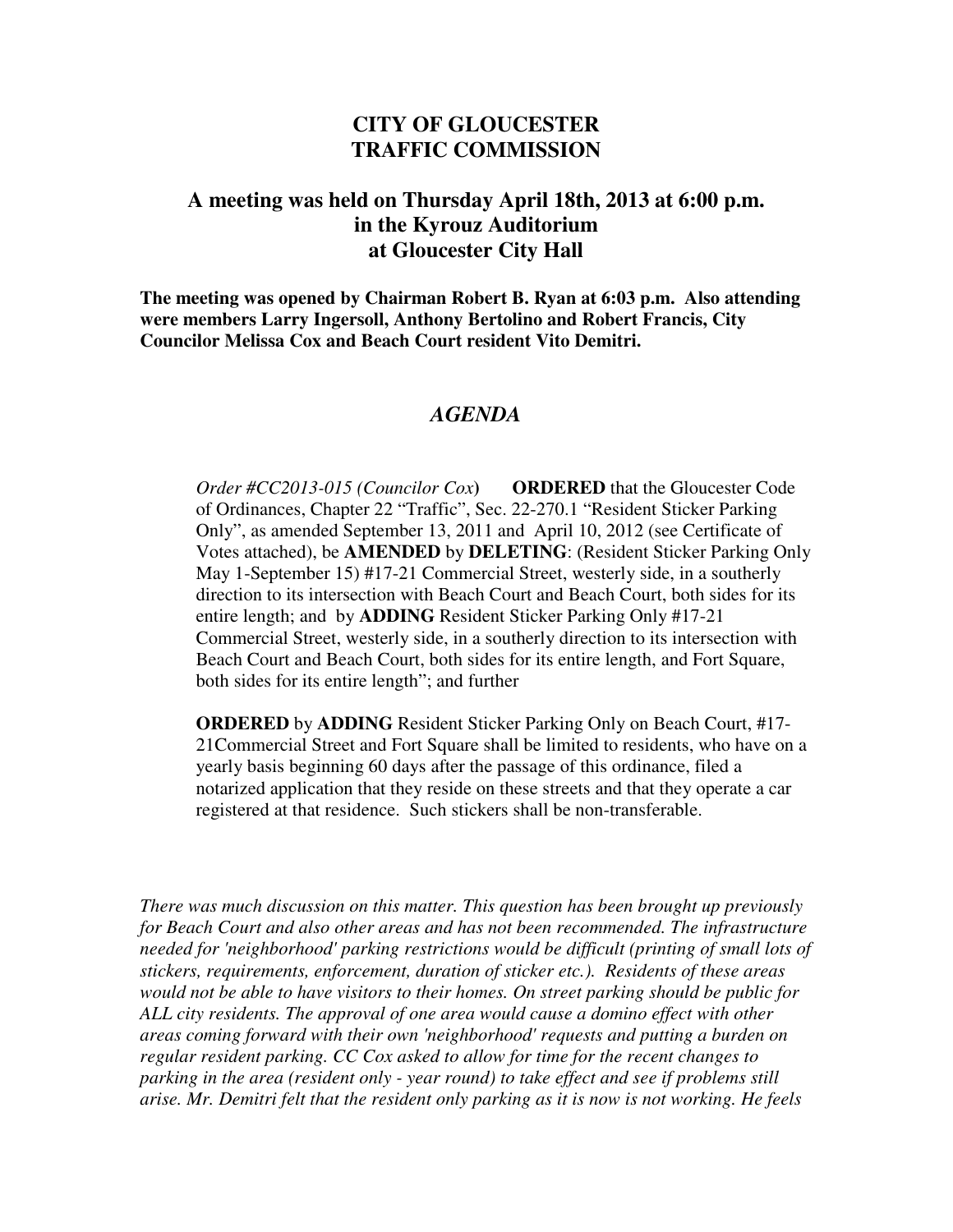# CITY OF GLOUCESTER
# TRAFFIC COMMISSION

## A meeting was held on Thursday April 18th, 2013 at 6:00 p.m. in the Kyrouz Auditorium at Gloucester City Hall

**The meeting was opened by Chairman Robert B. Ryan at 6:03 p.m. Also attending were members Larry Ingersoll, Anthony Bertolino and Robert Francis, City Councilor Melissa Cox and Beach Court resident Vito Demitri.**

## *AGENDA*

*Order #CC2013-015 (Councilor Cox*) **ORDERED** that the Gloucester Code of Ordinances, Chapter 22 "Traffic", Sec. 22-270.1 "Resident Sticker Parking Only", as amended September 13, 2011 and April 10, 2012 (see Certificate of Votes attached), be **AMENDED** by **DELETING**: (Resident Sticker Parking Only May 1-September 15) #17-21 Commercial Street, westerly side, in a southerly direction to its intersection with Beach Court and Beach Court, both sides for its entire length; and by **ADDING** Resident Sticker Parking Only #17-21 Commercial Street, westerly side, in a southerly direction to its intersection with Beach Court and Beach Court, both sides for its entire length, and Fort Square, both sides for its entire length"; and further

**ORDERED** by **ADDING** Resident Sticker Parking Only on Beach Court, #17-21Commercial Street and Fort Square shall be limited to residents, who have on a yearly basis beginning 60 days after the passage of this ordinance, filed a notarized application that they reside on these streets and that they operate a car registered at that residence. Such stickers shall be non-transferable.

*There was much discussion on this matter. This question has been brought up previously for Beach Court and also other areas and has not been recommended. The infrastructure needed for 'neighborhood' parking restrictions would be difficult (printing of small lots of stickers, requirements, enforcement, duration of sticker etc.). Residents of these areas would not be able to have visitors to their homes. On street parking should be public for ALL city residents. The approval of one area would cause a domino effect with other areas coming forward with their own 'neighborhood' requests and putting a burden on regular resident parking. CC Cox asked to allow for time for the recent changes to parking in the area (resident only - year round) to take effect and see if problems still arise. Mr. Demitri felt that the resident only parking as it is now is not working. He feels*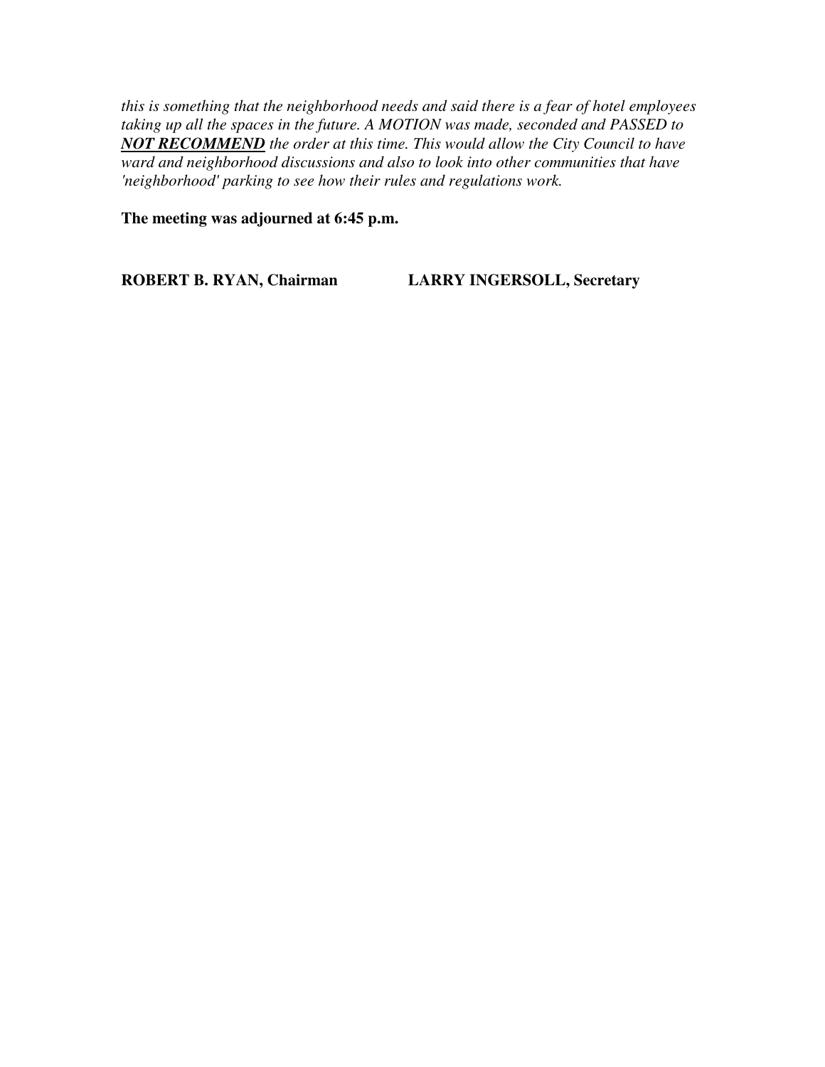*this is something that the neighborhood needs and said there is a fear of hotel employees taking up all the spaces in the future. A MOTION was made, seconded and PASSED to **NOT RECOMMEND** the order at this time. This would allow the City Council to have ward and neighborhood discussions and also to look into other communities that have 'neighborhood' parking to see how their rules and regulations work.*

**The meeting was adjourned at 6:45 p.m.**

**ROBERT B. RYAN, Chairman** **LARRY INGERSOLL, Secretary**